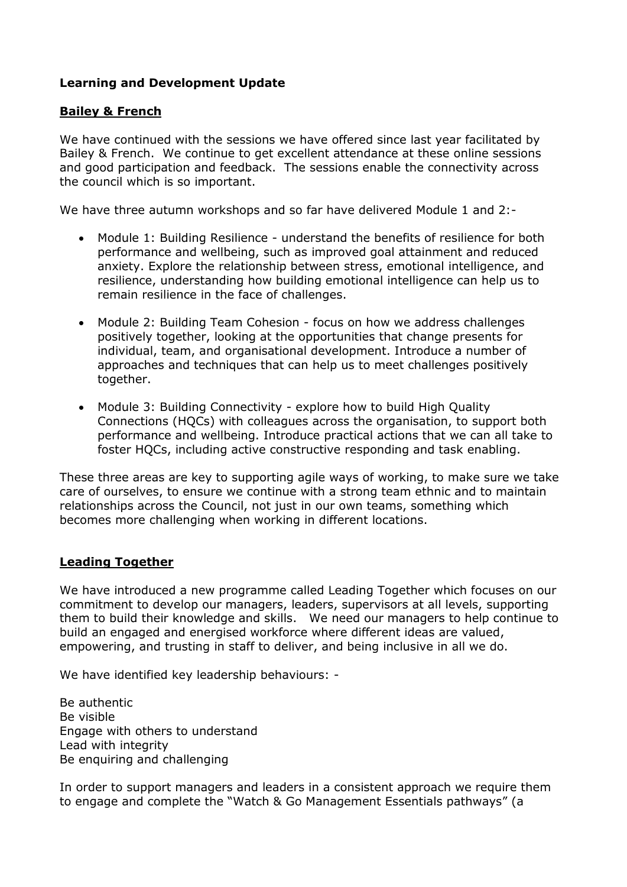**Learning and Development Update**

**Bailey & French**

We have continued with the sessions we have offered since last year facilitated by Bailey & French. We continue to get excellent attendance at these online sessions and good participation and feedback. The sessions enable the connectivity across the council which is so important.

We have three autumn workshops and so far have delivered Module 1 and 2:-

- Module 1: Building Resilience - understand the benefits of resilience for both performance and wellbeing, such as improved goal attainment and reduced anxiety. Explore the relationship between stress, emotional intelligence, and resilience, understanding how building emotional intelligence can help us to remain resilience in the face of challenges.
- Module 2: Building Team Cohesion - focus on how we address challenges positively together, looking at the opportunities that change presents for individual, team, and organisational development. Introduce a number of approaches and techniques that can help us to meet challenges positively together.
- Module 3: Building Connectivity - explore how to build High Quality Connections (HQCs) with colleagues across the organisation, to support both performance and wellbeing. Introduce practical actions that we can all take to foster HQCs, including active constructive responding and task enabling.

These three areas are key to supporting agile ways of working, to make sure we take care of ourselves, to ensure we continue with a strong team ethnic and to maintain relationships across the Council, not just in our own teams, something which becomes more challenging when working in different locations.

**Leading Together**

We have introduced a new programme called Leading Together which focuses on our commitment to develop our managers, leaders, supervisors at all levels, supporting them to build their knowledge and skills. We need our managers to help continue to build an engaged and energised workforce where different ideas are valued, empowering, and trusting in staff to deliver, and being inclusive in all we do.

We have identified key leadership behaviours: -

Be authentic
Be visible
Engage with others to understand
Lead with integrity
Be enquiring and challenging

In order to support managers and leaders in a consistent approach we require them to engage and complete the "Watch & Go Management Essentials pathways" (a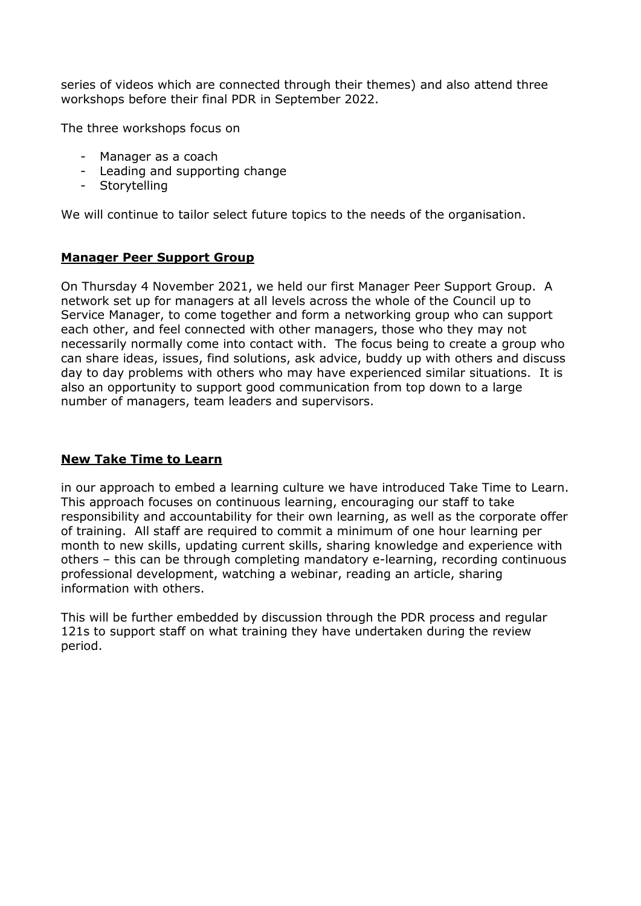series of videos which are connected through their themes) and also attend three workshops before their final PDR in September 2022.

The three workshops focus on

- Manager as a coach
- Leading and supporting change
- Storytelling

We will continue to tailor select future topics to the needs of the organisation.

## **Manager Peer Support Group**

On Thursday 4 November 2021, we held our first Manager Peer Support Group. A network set up for managers at all levels across the whole of the Council up to Service Manager, to come together and form a networking group who can support each other, and feel connected with other managers, those who they may not necessarily normally come into contact with. The focus being to create a group who can share ideas, issues, find solutions, ask advice, buddy up with others and discuss day to day problems with others who may have experienced similar situations. It is also an opportunity to support good communication from top down to a large number of managers, team leaders and supervisors.

## **New Take Time to Learn**

in our approach to embed a learning culture we have introduced Take Time to Learn. This approach focuses on continuous learning, encouraging our staff to take responsibility and accountability for their own learning, as well as the corporate offer of training. All staff are required to commit a minimum of one hour learning per month to new skills, updating current skills, sharing knowledge and experience with others – this can be through completing mandatory e-learning, recording continuous professional development, watching a webinar, reading an article, sharing information with others.

This will be further embedded by discussion through the PDR process and regular 121s to support staff on what training they have undertaken during the review period.